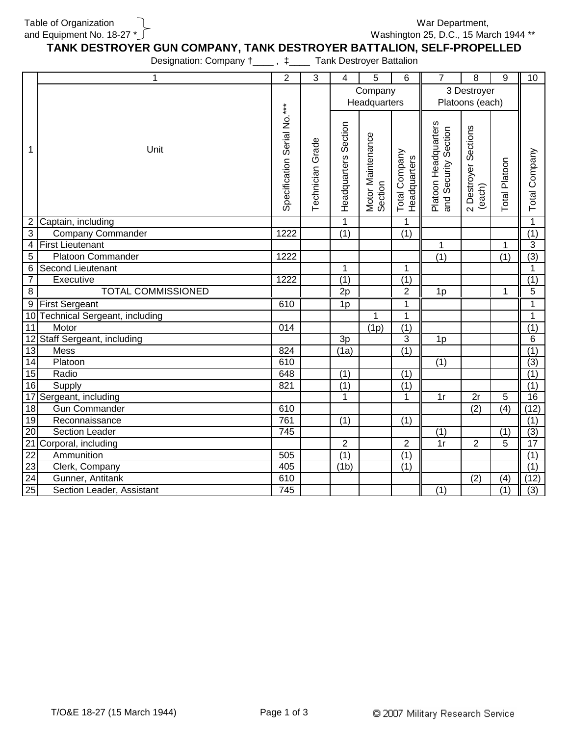Table of Organization and Equipment No. 18-27 *

War Department, Washington 25, D.C., 15 March 1944 **

# TANK DESTROYER GUN COMPANY, TANK DESTROYER BATTALION, SELF-PROPELLED

Designation: Company †____ , ‡____ Tank Destroyer Battalion

| | 1 | 2 | 3 | 4 | 5 | 6 | 7 | 8 | 9 | 10 |
|---|---|---|---|---|---|---|---|---|---|---|
| | | | | Company Headquarters | | | 3 Destroyer Platoons (each) | | | |
| 1 | Unit | Specification Serial No.*** | Technician Grade | Headquarters Section | Motor Maintenance Section | Total Company Headquarters | Platoon Headquarters and Security Section | 2 Destroyer Sections (each) | Total Platoon | Total Company |
| 2 | Captain, including | | | 1 | | 1 | | | | 1 |
| 3 | Company Commander | 1222 | | (1) | | (1) | | | | (1) |
| 4 | First Lieutenant | | | | | | 1 | | 1 | 3 |
| 5 | Platoon Commander | 1222 | | | | | (1) | | (1) | (3) |
| 6 | Second Lieutenant | | | 1 | | 1 | | | | 1 |
| 7 | Executive | 1222 | | (1) | | (1) | | | | (1) |
| 8 | TOTAL COMMISSIONED | | | 2p | | 2 | 1p | | 1 | 5 |
| 9 | First Sergeant | 610 | | 1p | | 1 | | | | 1 |
| 10 | Technical Sergeant, including | | | | 1 | 1 | | | | 1 |
| 11 | Motor | 014 | | | (1p) | (1) | | | | (1) |
| 12 | Staff Sergeant, including | | | 3p | | 3 | 1p | | | 6 |
| 13 | Mess | 824 | | (1a) | | (1) | | | | (1) |
| 14 | Platoon | 610 | | | | | (1) | | | (3) |
| 15 | Radio | 648 | | (1) | | (1) | | | | (1) |
| 16 | Supply | 821 | | (1) | | (1) | | | | (1) |
| 17 | Sergeant, including | | | 1 | | 1 | 1r | 2r | 5 | 16 |
| 18 | Gun Commander | 610 | | | | | | (2) | (4) | (12) |
| 19 | Reconnaissance | 761 | | (1) | | (1) | | | | (1) |
| 20 | Section Leader | 745 | | | | | (1) | | (1) | (3) |
| 21 | Corporal, including | | | 2 | | 2 | 1r | 2 | 5 | 17 |
| 22 | Ammunition | 505 | | (1) | | (1) | | | | (1) |
| 23 | Clerk, Company | 405 | | (1b) | | (1) | | | | (1) |
| 24 | Gunner, Antitank | 610 | | | | | | (2) | (4) | (12) |
| 25 | Section Leader, Assistant | 745 | | | | | (1) | | (1) | (3) |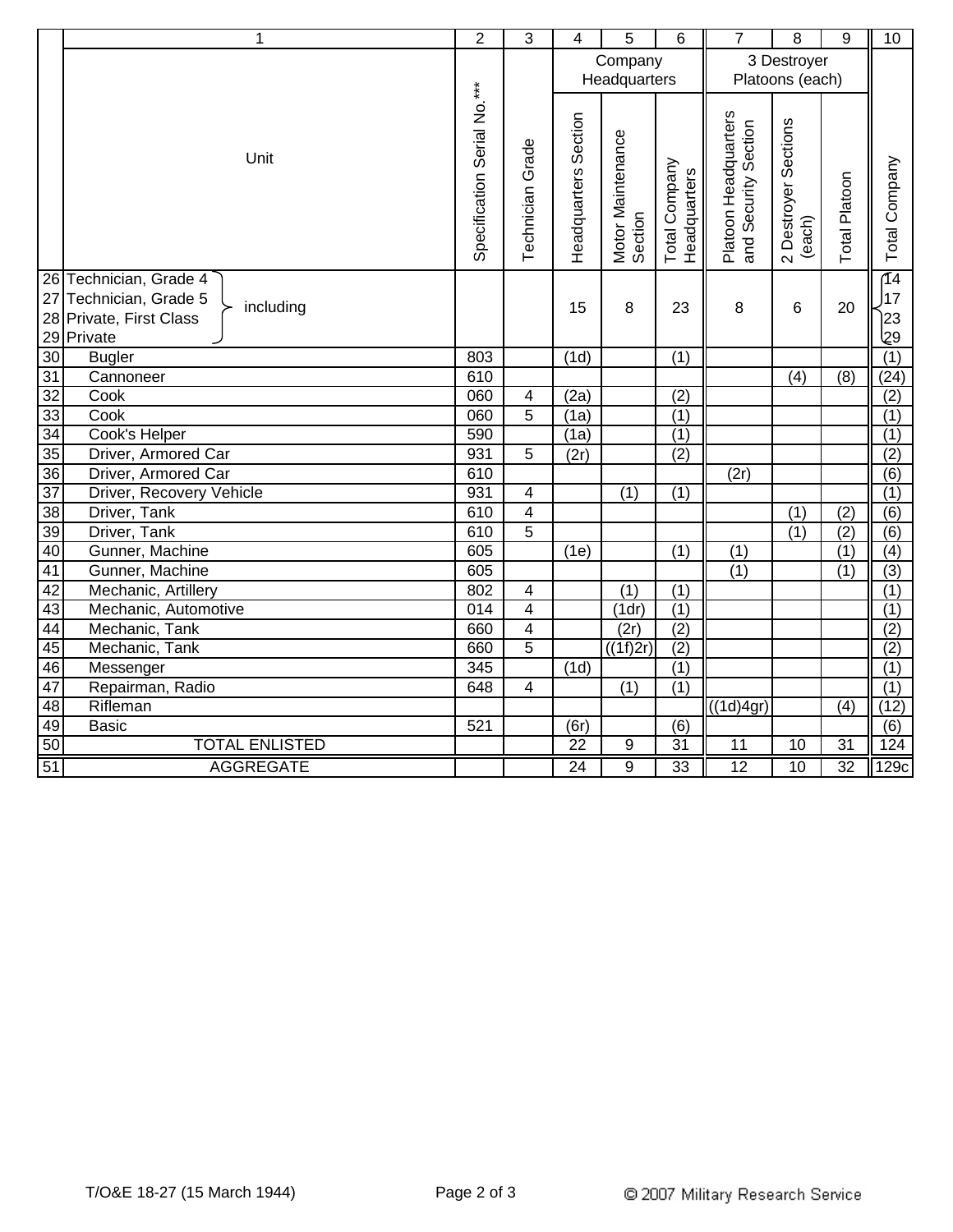| | 1 | 2 | 3 | 4 | 5 | 6 | 7 | 8 | 9 | 10 |
|---|---|---|---|---|---|---|---|---|---|---|
| | | | | Company Headquarters | | | 3 Destroyer Platoons (each) | | | |
| | Unit | Specification Serial No.*** | Technician Grade | Headquarters Section | Motor Maintenance Section | Total Company Headquarters | Platoon Headquarters and Security Section | 2 Destroyer Sections (each) | Total Platoon | Total Company |
| 26 | Technician, Grade 4 } including | | | 15 | 8 | 23 | 8 | 6 | 20 | 14 |
| 27 | Technician, Grade 5 } including | | | | | | | | | 17 |
| 28 | Private, First Class } including | | | | | | | | | 23 |
| 29 | Private } including | | | | | | | | | 29 |
| 30 | Bugler | 803 | | (1d) | | (1) | | | | (1) |
| 31 | Cannoneer | 610 | | | | | | (4) | (8) | (24) |
| 32 | Cook | 060 | 4 | (2a) | | (2) | | | | (2) |
| 33 | Cook | 060 | 5 | (1a) | | (1) | | | | (1) |
| 34 | Cook's Helper | 590 | | (1a) | | (1) | | | | (1) |
| 35 | Driver, Armored Car | 931 | 5 | (2r) | | (2) | | | | (2) |
| 36 | Driver, Armored Car | 610 | | | | | (2r) | | | (6) |
| 37 | Driver, Recovery Vehicle | 931 | 4 | | (1) | (1) | | | | (1) |
| 38 | Driver, Tank | 610 | 4 | | | | | (1) | (2) | (6) |
| 39 | Driver, Tank | 610 | 5 | | | | | (1) | (2) | (6) |
| 40 | Gunner, Machine | 605 | | (1e) | | (1) | (1) | | (1) | (4) |
| 41 | Gunner, Machine | 605 | | | | | (1) | | (1) | (3) |
| 42 | Mechanic, Artillery | 802 | 4 | | (1) | (1) | | | | (1) |
| 43 | Mechanic, Automotive | 014 | 4 | | (1dr) | (1) | | | | (1) |
| 44 | Mechanic, Tank | 660 | 4 | | (2r) | (2) | | | | (2) |
| 45 | Mechanic, Tank | 660 | 5 | | ((1f)2r) | (2) | | | | (2) |
| 46 | Messenger | 345 | | (1d) | | (1) | | | | (1) |
| 47 | Repairman, Radio | 648 | 4 | | (1) | (1) | | | | (1) |
| 48 | Rifleman | | | | | | ((1d)4gr) | | (4) | (12) |
| 49 | Basic | 521 | | (6r) | | (6) | | | | (6) |
| 50 | TOTAL ENLISTED | | | 22 | 9 | 31 | 11 | 10 | 31 | 124 |
| 51 | AGGREGATE | | | 24 | 9 | 33 | 12 | 10 | 32 | 129c |

T/O&E 18-27 (15 March 1944)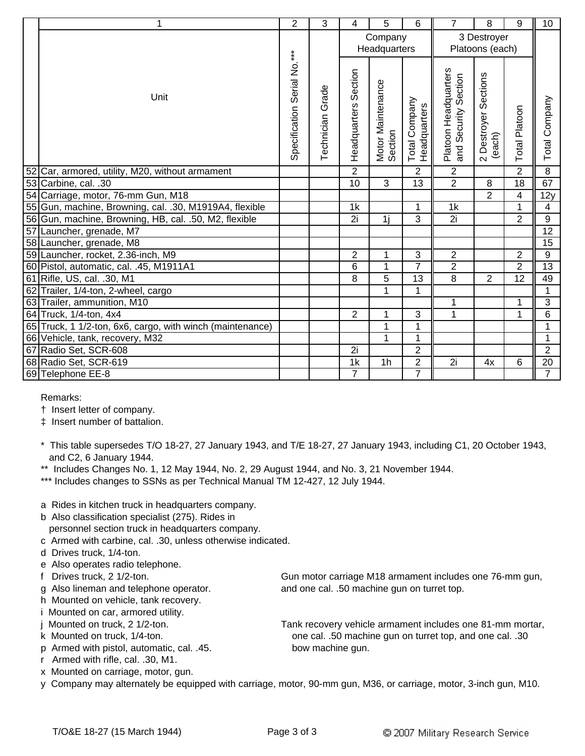| | 1 | 2 | 3 | 4 | 5 | 6 | 7 | 8 | 9 | 10 |
|---|---|---|---|---|---|---|---|---|---|---|
| | Unit | Specification Serial No.*** | Technician Grade | Company Headquarters | | | 3 Destroyer Platoons (each) | | | Total Company |
| | | | | Headquarters Section | Motor Maintenance Section | Total Company Headquarters | Platoon Headquarters and Security Section | 2 Destroyer Sections (each) | Total Platoon | |
| 52 | Car, armored, utility, M20, without armament | | | 2 | | 2 | 2 | | 2 | 8 |
| 53 | Carbine, cal. .30 | | | 10 | 3 | 13 | 2 | 8 | 18 | 67 |
| 54 | Carriage, motor, 76-mm Gun, M18 | | | | | | | 2 | 4 | 12y |
| 55 | Gun, machine, Browning, cal. .30, M1919A4, flexible | | | 1k | | 1 | 1k | | 1 | 4 |
| 56 | Gun, machine, Browning, HB, cal. .50, M2, flexible | | | 2i | 1j | 3 | 2i | | 2 | 9 |
| 57 | Launcher, grenade, M7 | | | | | | | | | 12 |
| 58 | Launcher, grenade, M8 | | | | | | | | | 15 |
| 59 | Launcher, rocket, 2.36-inch, M9 | | | 2 | 1 | 3 | 2 | | 2 | 9 |
| 60 | Pistol, automatic, cal. .45, M1911A1 | | | 6 | 1 | 7 | 2 | | 2 | 13 |
| 61 | Rifle, US, cal. .30, M1 | | | 8 | 5 | 13 | 8 | 2 | 12 | 49 |
| 62 | Trailer, 1/4-ton, 2-wheel, cargo | | | | 1 | 1 | | | | 1 |
| 63 | Trailer, ammunition, M10 | | | | | | 1 | | 1 | 3 |
| 64 | Truck, 1/4-ton, 4x4 | | | 2 | 1 | 3 | 1 | | 1 | 6 |
| 65 | Truck, 1 1/2-ton, 6x6, cargo, with winch (maintenance) | | | | 1 | 1 | | | | 1 |
| 66 | Vehicle, tank, recovery, M32 | | | | 1 | 1 | | | | 1 |
| 67 | Radio Set, SCR-608 | | | 2i | | 2 | | | | 2 |
| 68 | Radio Set, SCR-619 | | | 1k | 1h | 2 | 2i | 4x | 6 | 20 |
| 69 | Telephone EE-8 | | | 7 | | 7 | | | | 7 |

Remarks:

† Insert letter of company.

‡ Insert number of battalion.

\* This table supersedes T/O 18-27, 27 January 1943, and T/E 18-27, 27 January 1943, including C1, 20 October 1943, and C2, 6 January 1944.

** Includes Changes No. 1, 12 May 1944, No. 2, 29 August 1944, and No. 3, 21 November 1944.

*** Includes changes to SSNs as per Technical Manual TM 12-427, 12 July 1944.

a Rides in kitchen truck in headquarters company.
b Also classification specialist (275). Rides in personnel section truck in headquarters company.
c Armed with carbine, cal. .30, unless otherwise indicated.
d Drives truck, 1/4-ton.
e Also operates radio telephone.
f Drives truck, 2 1/2-ton.
g Also lineman and telephone operator.
h Mounted on vehicle, tank recovery.
i Mounted on car, armored utility.
j Mounted on truck, 2 1/2-ton.
k Mounted on truck, 1/4-ton.
p Armed with pistol, automatic, cal. .45.
r Armed with rifle, cal. .30, M1.
x Mounted on carriage, motor, gun.
y Company may alternately be equipped with carriage, motor, 90-mm gun, M36, or carriage, motor, 3-inch gun, M10.

Gun motor carriage M18 armament includes one 76-mm gun, and one cal. .50 machine gun on turret top.

Tank recovery vehicle armament includes one 81-mm mortar, one cal. .50 machine gun on turret top, and one cal. .30 bow machine gun.

T/O&E 18-27 (15 March 1944)

© 2007 Military Research Service